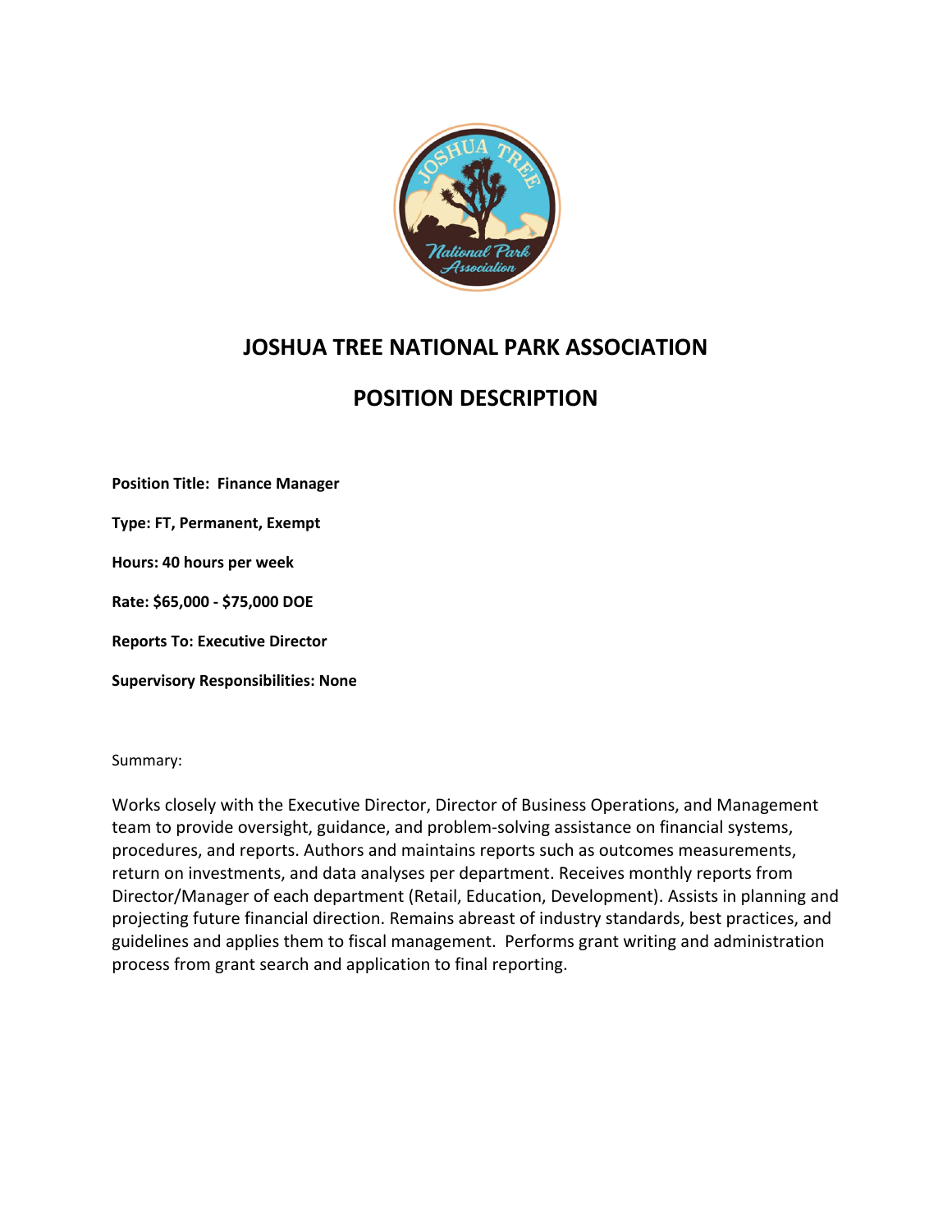# JOSHUA TREE NATIONAL PARK ASSOCIATION

## POSITION DESCRIPTION

**Position Title: Finance Manager**

**Type: FT, Permanent, Exempt**

**Hours: 40 hours per week**

**Rate: $65,000 - $75,000 DOE**

**Reports To: Executive Director**

**Supervisory Responsibilities: None**

Summary:

Works closely with the Executive Director, Director of Business Operations, and Management team to provide oversight, guidance, and problem-solving assistance on financial systems, procedures, and reports. Authors and maintains reports such as outcomes measurements, return on investments, and data analyses per department. Receives monthly reports from Director/Manager of each department (Retail, Education, Development). Assists in planning and projecting future financial direction. Remains abreast of industry standards, best practices, and guidelines and applies them to fiscal management. Performs grant writing and administration process from grant search and application to final reporting.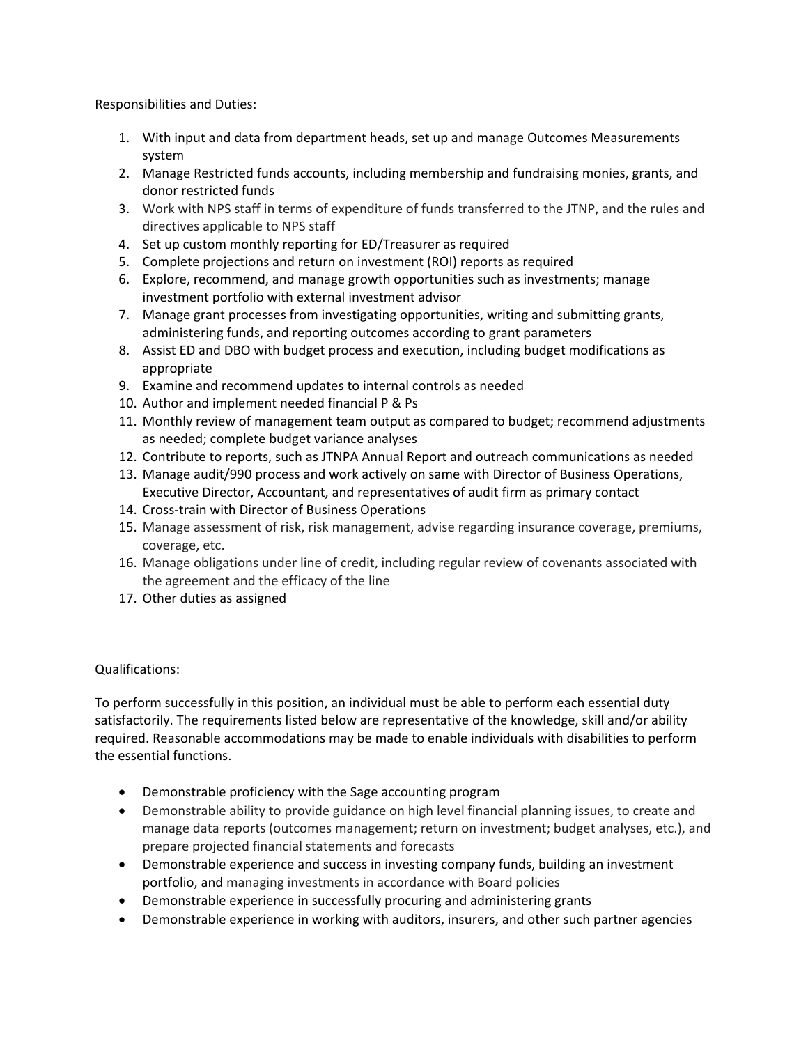Responsibilities and Duties:

1. With input and data from department heads, set up and manage Outcomes Measurements system
2. Manage Restricted funds accounts, including membership and fundraising monies, grants, and donor restricted funds
3. Work with NPS staff in terms of expenditure of funds transferred to the JTNP, and the rules and directives applicable to NPS staff
4. Set up custom monthly reporting for ED/Treasurer as required
5. Complete projections and return on investment (ROI) reports as required
6. Explore, recommend, and manage growth opportunities such as investments; manage investment portfolio with external investment advisor
7. Manage grant processes from investigating opportunities, writing and submitting grants, administering funds, and reporting outcomes according to grant parameters
8. Assist ED and DBO with budget process and execution, including budget modifications as appropriate
9. Examine and recommend updates to internal controls as needed
10. Author and implement needed financial P & Ps
11. Monthly review of management team output as compared to budget; recommend adjustments as needed; complete budget variance analyses
12. Contribute to reports, such as JTNPA Annual Report and outreach communications as needed
13. Manage audit/990 process and work actively on same with Director of Business Operations, Executive Director, Accountant, and representatives of audit firm as primary contact
14. Cross-train with Director of Business Operations
15. Manage assessment of risk, risk management, advise regarding insurance coverage, premiums, coverage, etc.
16. Manage obligations under line of credit, including regular review of covenants associated with the agreement and the efficacy of the line
17. Other duties as assigned

Qualifications:

To perform successfully in this position, an individual must be able to perform each essential duty satisfactorily. The requirements listed below are representative of the knowledge, skill and/or ability required. Reasonable accommodations may be made to enable individuals with disabilities to perform the essential functions.

- Demonstrable proficiency with the Sage accounting program
- Demonstrable ability to provide guidance on high level financial planning issues, to create and manage data reports (outcomes management; return on investment; budget analyses, etc.), and prepare projected financial statements and forecasts
- Demonstrable experience and success in investing company funds, building an investment portfolio, and managing investments in accordance with Board policies
- Demonstrable experience in successfully procuring and administering grants
- Demonstrable experience in working with auditors, insurers, and other such partner agencies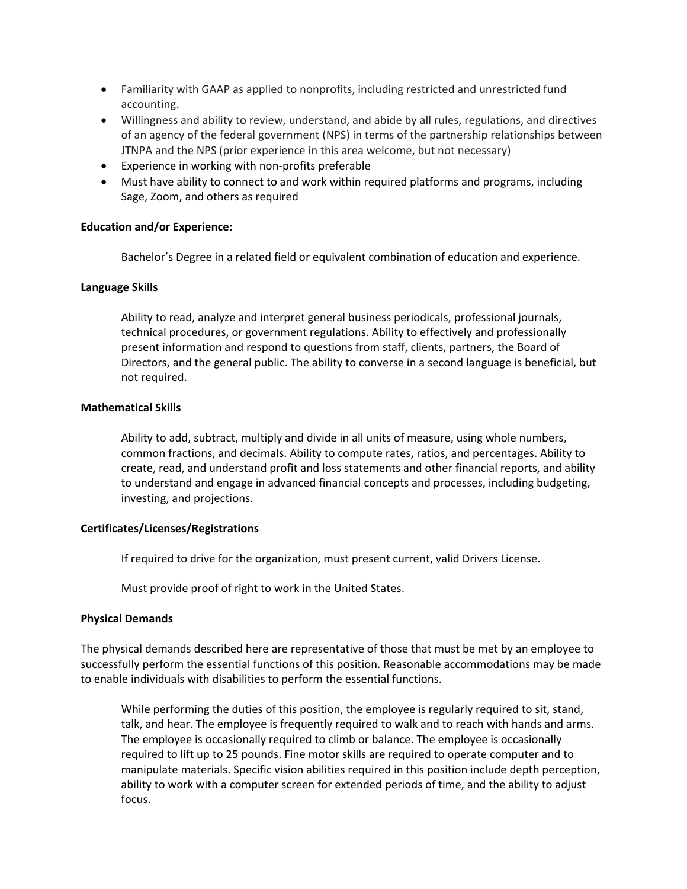- Familiarity with GAAP as applied to nonprofits, including restricted and unrestricted fund accounting.
- Willingness and ability to review, understand, and abide by all rules, regulations, and directives of an agency of the federal government (NPS) in terms of the partnership relationships between JTNPA and the NPS (prior experience in this area welcome, but not necessary)
- Experience in working with non-profits preferable
- Must have ability to connect to and work within required platforms and programs, including Sage, Zoom, and others as required

**Education and/or Experience:**

Bachelor's Degree in a related field or equivalent combination of education and experience.

**Language Skills**

Ability to read, analyze and interpret general business periodicals, professional journals, technical procedures, or government regulations. Ability to effectively and professionally present information and respond to questions from staff, clients, partners, the Board of Directors, and the general public. The ability to converse in a second language is beneficial, but not required.

**Mathematical Skills**

Ability to add, subtract, multiply and divide in all units of measure, using whole numbers, common fractions, and decimals. Ability to compute rates, ratios, and percentages. Ability to create, read, and understand profit and loss statements and other financial reports, and ability to understand and engage in advanced financial concepts and processes, including budgeting, investing, and projections.

**Certificates/Licenses/Registrations**

If required to drive for the organization, must present current, valid Drivers License.

Must provide proof of right to work in the United States.

**Physical Demands**

The physical demands described here are representative of those that must be met by an employee to successfully perform the essential functions of this position. Reasonable accommodations may be made to enable individuals with disabilities to perform the essential functions.

While performing the duties of this position, the employee is regularly required to sit, stand, talk, and hear. The employee is frequently required to walk and to reach with hands and arms. The employee is occasionally required to climb or balance. The employee is occasionally required to lift up to 25 pounds. Fine motor skills are required to operate computer and to manipulate materials. Specific vision abilities required in this position include depth perception, ability to work with a computer screen for extended periods of time, and the ability to adjust focus.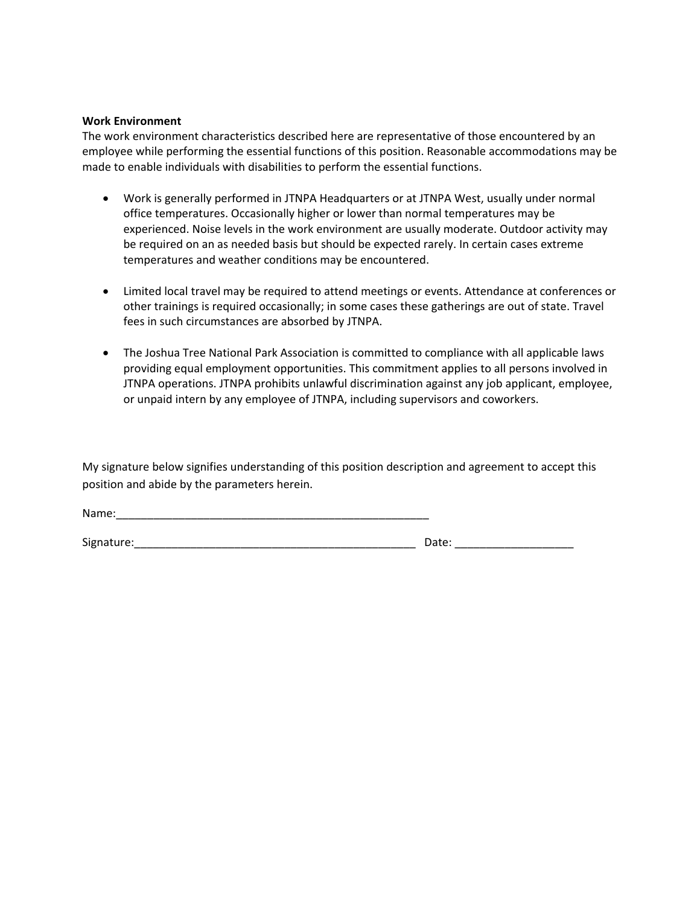**Work Environment**

The work environment characteristics described here are representative of those encountered by an employee while performing the essential functions of this position. Reasonable accommodations may be made to enable individuals with disabilities to perform the essential functions.

- Work is generally performed in JTNPA Headquarters or at JTNPA West, usually under normal office temperatures. Occasionally higher or lower than normal temperatures may be experienced. Noise levels in the work environment are usually moderate. Outdoor activity may be required on an as needed basis but should be expected rarely. In certain cases extreme temperatures and weather conditions may be encountered.

- Limited local travel may be required to attend meetings or events. Attendance at conferences or other trainings is required occasionally; in some cases these gatherings are out of state. Travel fees in such circumstances are absorbed by JTNPA.

- The Joshua Tree National Park Association is committed to compliance with all applicable laws providing equal employment opportunities. This commitment applies to all persons involved in JTNPA operations. JTNPA prohibits unlawful discrimination against any job applicant, employee, or unpaid intern by any employee of JTNPA, including supervisors and coworkers.

My signature below signifies understanding of this position description and agreement to accept this position and abide by the parameters herein.

Name:_____________________________________________________

Signature:_______________________________________________ Date: ____________________